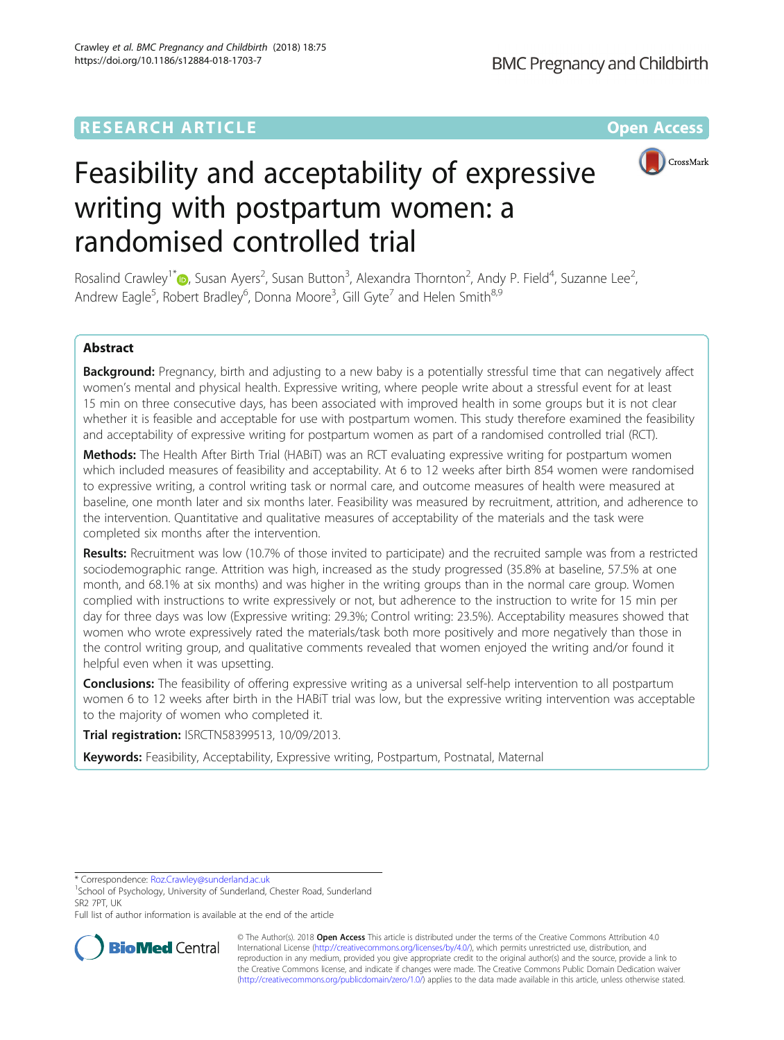RESEARCH ARTICLE

Open Access

# Feasibility and acceptability of expressive writing with postpartum women: a randomised controlled trial

Rosalind Crawley[1*], Susan Ayers[2], Susan Button[3], Alexandra Thornton[2], Andy P. Field[4], Suzanne Lee[2], Andrew Eagle[5], Robert Bradley[6], Donna Moore[3], Gill Gyte[7] and Helen Smith[8,9]

## Abstract

**Background:** Pregnancy, birth and adjusting to a new baby is a potentially stressful time that can negatively affect women's mental and physical health. Expressive writing, where people write about a stressful event for at least 15 min on three consecutive days, has been associated with improved health in some groups but it is not clear whether it is feasible and acceptable for use with postpartum women. This study therefore examined the feasibility and acceptability of expressive writing for postpartum women as part of a randomised controlled trial (RCT).

**Methods:** The Health After Birth Trial (HABiT) was an RCT evaluating expressive writing for postpartum women which included measures of feasibility and acceptability. At 6 to 12 weeks after birth 854 women were randomised to expressive writing, a control writing task or normal care, and outcome measures of health were measured at baseline, one month later and six months later. Feasibility was measured by recruitment, attrition, and adherence to the intervention. Quantitative and qualitative measures of acceptability of the materials and the task were completed six months after the intervention.

**Results:** Recruitment was low (10.7% of those invited to participate) and the recruited sample was from a restricted sociodemographic range. Attrition was high, increased as the study progressed (35.8% at baseline, 57.5% at one month, and 68.1% at six months) and was higher in the writing groups than in the normal care group. Women complied with instructions to write expressively or not, but adherence to the instruction to write for 15 min per day for three days was low (Expressive writing: 29.3%; Control writing: 23.5%). Acceptability measures showed that women who wrote expressively rated the materials/task both more positively and more negatively than those in the control writing group, and qualitative comments revealed that women enjoyed the writing and/or found it helpful even when it was upsetting.

**Conclusions:** The feasibility of offering expressive writing as a universal self-help intervention to all postpartum women 6 to 12 weeks after birth in the HABiT trial was low, but the expressive writing intervention was acceptable to the majority of women who completed it.

**Trial registration:** ISRCTN58399513, 10/09/2013.

**Keywords:** Feasibility, Acceptability, Expressive writing, Postpartum, Postnatal, Maternal

* Correspondence: Roz.Crawley@sunderland.ac.uk
[1]School of Psychology, University of Sunderland, Chester Road, Sunderland SR2 7PT, UK
Full list of author information is available at the end of the article

© The Author(s). 2018 **Open Access** This article is distributed under the terms of the Creative Commons Attribution 4.0 International License (http://creativecommons.org/licenses/by/4.0/), which permits unrestricted use, distribution, and reproduction in any medium, provided you give appropriate credit to the original author(s) and the source, provide a link to the Creative Commons license, and indicate if changes were made. The Creative Commons Public Domain Dedication waiver (http://creativecommons.org/publicdomain/zero/1.0/) applies to the data made available in this article, unless otherwise stated.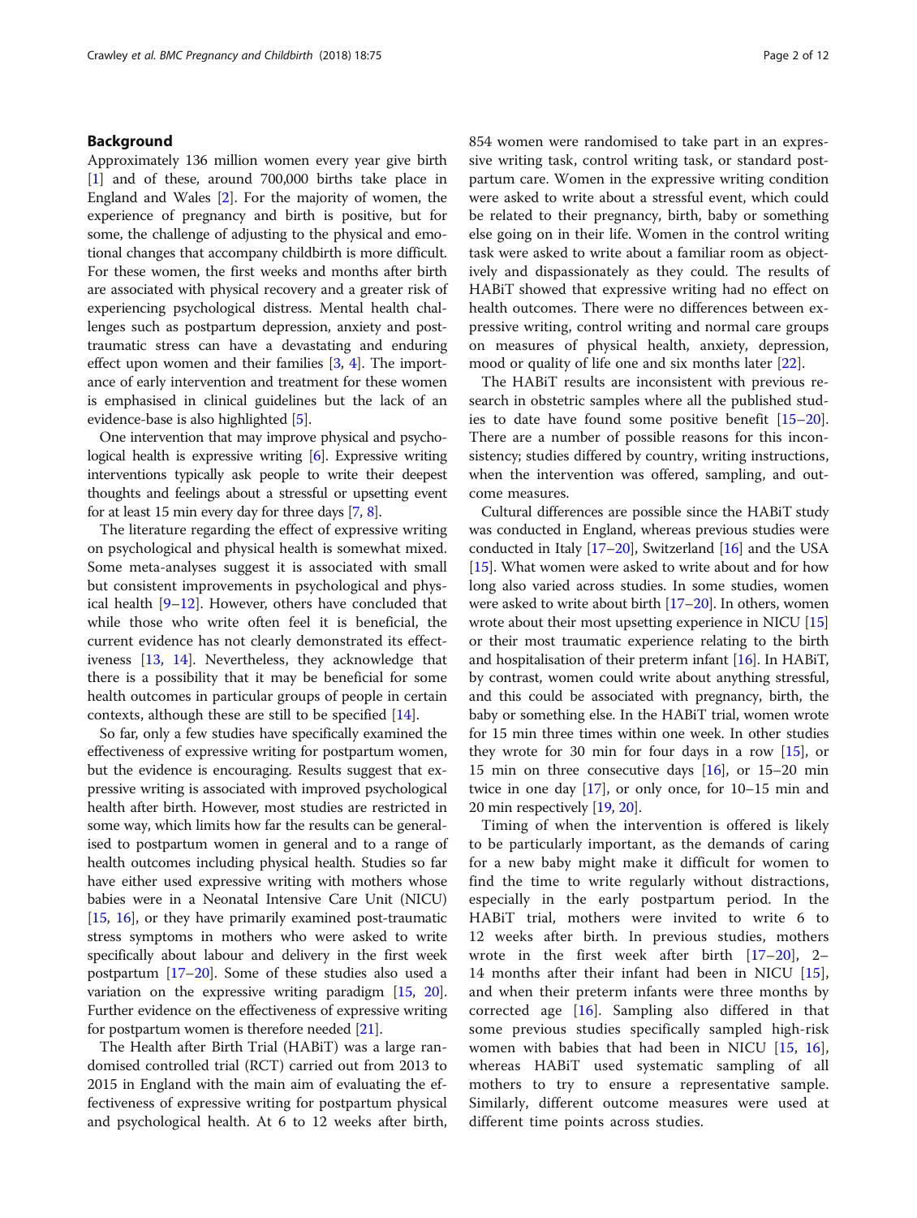## Background

Approximately 136 million women every year give birth [1] and of these, around 700,000 births take place in England and Wales [2]. For the majority of women, the experience of pregnancy and birth is positive, but for some, the challenge of adjusting to the physical and emotional changes that accompany childbirth is more difficult. For these women, the first weeks and months after birth are associated with physical recovery and a greater risk of experiencing psychological distress. Mental health challenges such as postpartum depression, anxiety and post-traumatic stress can have a devastating and enduring effect upon women and their families [3, 4]. The importance of early intervention and treatment for these women is emphasised in clinical guidelines but the lack of an evidence-base is also highlighted [5].

One intervention that may improve physical and psychological health is expressive writing [6]. Expressive writing interventions typically ask people to write their deepest thoughts and feelings about a stressful or upsetting event for at least 15 min every day for three days [7, 8].

The literature regarding the effect of expressive writing on psychological and physical health is somewhat mixed. Some meta-analyses suggest it is associated with small but consistent improvements in psychological and physical health [9–12]. However, others have concluded that while those who write often feel it is beneficial, the current evidence has not clearly demonstrated its effectiveness [13, 14]. Nevertheless, they acknowledge that there is a possibility that it may be beneficial for some health outcomes in particular groups of people in certain contexts, although these are still to be specified [14].

So far, only a few studies have specifically examined the effectiveness of expressive writing for postpartum women, but the evidence is encouraging. Results suggest that expressive writing is associated with improved psychological health after birth. However, most studies are restricted in some way, which limits how far the results can be generalised to postpartum women in general and to a range of health outcomes including physical health. Studies so far have either used expressive writing with mothers whose babies were in a Neonatal Intensive Care Unit (NICU) [15, 16], or they have primarily examined post-traumatic stress symptoms in mothers who were asked to write specifically about labour and delivery in the first week postpartum [17–20]. Some of these studies also used a variation on the expressive writing paradigm [15, 20]. Further evidence on the effectiveness of expressive writing for postpartum women is therefore needed [21].

The Health after Birth Trial (HABiT) was a large randomised controlled trial (RCT) carried out from 2013 to 2015 in England with the main aim of evaluating the effectiveness of expressive writing for postpartum physical and psychological health. At 6 to 12 weeks after birth, 854 women were randomised to take part in an expressive writing task, control writing task, or standard postpartum care. Women in the expressive writing condition were asked to write about a stressful event, which could be related to their pregnancy, birth, baby or something else going on in their life. Women in the control writing task were asked to write about a familiar room as objectively and dispassionately as they could. The results of HABiT showed that expressive writing had no effect on health outcomes. There were no differences between expressive writing, control writing and normal care groups on measures of physical health, anxiety, depression, mood or quality of life one and six months later [22].

The HABiT results are inconsistent with previous research in obstetric samples where all the published studies to date have found some positive benefit [15–20]. There are a number of possible reasons for this inconsistency; studies differed by country, writing instructions, when the intervention was offered, sampling, and outcome measures.

Cultural differences are possible since the HABiT study was conducted in England, whereas previous studies were conducted in Italy [17–20], Switzerland [16] and the USA [15]. What women were asked to write about and for how long also varied across studies. In some studies, women were asked to write about birth [17–20]. In others, women wrote about their most upsetting experience in NICU [15] or their most traumatic experience relating to the birth and hospitalisation of their preterm infant [16]. In HABiT, by contrast, women could write about anything stressful, and this could be associated with pregnancy, birth, the baby or something else. In the HABiT trial, women wrote for 15 min three times within one week. In other studies they wrote for 30 min for four days in a row [15], or 15 min on three consecutive days [16], or 15–20 min twice in one day [17], or only once, for 10–15 min and 20 min respectively [19, 20].

Timing of when the intervention is offered is likely to be particularly important, as the demands of caring for a new baby might make it difficult for women to find the time to write regularly without distractions, especially in the early postpartum period. In the HABiT trial, mothers were invited to write 6 to 12 weeks after birth. In previous studies, mothers wrote in the first week after birth [17–20], 2–14 months after their infant had been in NICU [15], and when their preterm infants were three months by corrected age [16]. Sampling also differed in that some previous studies specifically sampled high-risk women with babies that had been in NICU [15, 16], whereas HABiT used systematic sampling of all mothers to try to ensure a representative sample. Similarly, different outcome measures were used at different time points across studies.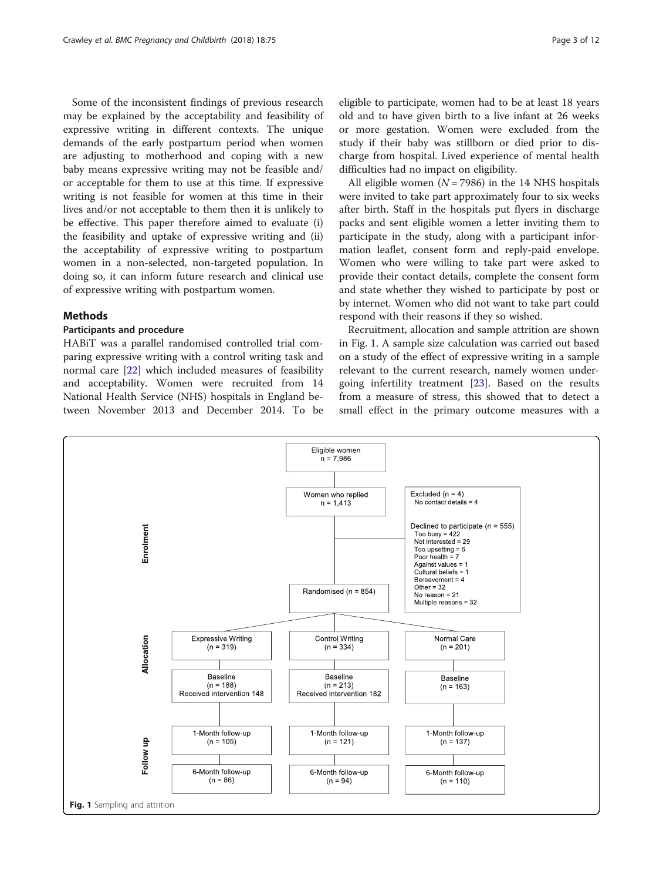Some of the inconsistent findings of previous research may be explained by the acceptability and feasibility of expressive writing in different contexts. The unique demands of the early postpartum period when women are adjusting to motherhood and coping with a new baby means expressive writing may not be feasible and/or acceptable for them to use at this time. If expressive writing is not feasible for women at this time in their lives and/or not acceptable to them then it is unlikely to be effective. This paper therefore aimed to evaluate (i) the feasibility and uptake of expressive writing and (ii) the acceptability of expressive writing to postpartum women in a non-selected, non-targeted population. In doing so, it can inform future research and clinical use of expressive writing with postpartum women.

## Methods

### Participants and procedure

HABiT was a parallel randomised controlled trial comparing expressive writing with a control writing task and normal care [22] which included measures of feasibility and acceptability. Women were recruited from 14 National Health Service (NHS) hospitals in England between November 2013 and December 2014. To be eligible to participate, women had to be at least 18 years old and to have given birth to a live infant at 26 weeks or more gestation. Women were excluded from the study if their baby was stillborn or died prior to discharge from hospital. Lived experience of mental health difficulties had no impact on eligibility.

All eligible women ($N = 7986$) in the 14 NHS hospitals were invited to take part approximately four to six weeks after birth. Staff in the hospitals put flyers in discharge packs and sent eligible women a letter inviting them to participate in the study, along with a participant information leaflet, consent form and reply-paid envelope. Women who were willing to take part were asked to provide their contact details, complete the consent form and state whether they wished to participate by post or by internet. Women who did not want to take part could respond with their reasons if they so wished.

Recruitment, allocation and sample attrition are shown in Fig. 1. A sample size calculation was carried out based on a study of the effect of expressive writing in a sample relevant to the current research, namely women undergoing infertility treatment [23]. Based on the results from a measure of stress, this showed that to detect a small effect in the primary outcome measures with a

**Enrolment**

- Eligible women n = 7,986
- Women who replied n = 1,413
- Excluded (n = 4)
  - No contact details = 4
- Declined to participate (n = 555)
  - Too busy = 422
  - Not interested = 29
  - Too upsetting = 6
  - Poor health = 7
  - Against values = 1
  - Cultural beliefs = 1
  - Bereavement = 4
  - Other = 32
  - No reason = 21
  - Multiple reasons = 32
- Randomised (n = 854)

**Allocation**

| Expressive Writing (n = 319) | Control Writing (n = 334) | Normal Care (n = 201) |
|---|---|---|
| Baseline (n = 188) Received intervention 148 | Baseline (n = 213) Received intervention 182 | Baseline (n = 163) |

**Follow up**

| Expressive Writing | Control Writing | Normal Care |
|---|---|---|
| 1-Month follow-up (n = 105) | 1-Month follow-up (n = 121) | 1-Month follow-up (n = 137) |
| 6-Month follow-up (n = 86) | 6-Month follow-up (n = 94) | 6-Month follow-up (n = 110) |

**Fig. 1** Sampling and attrition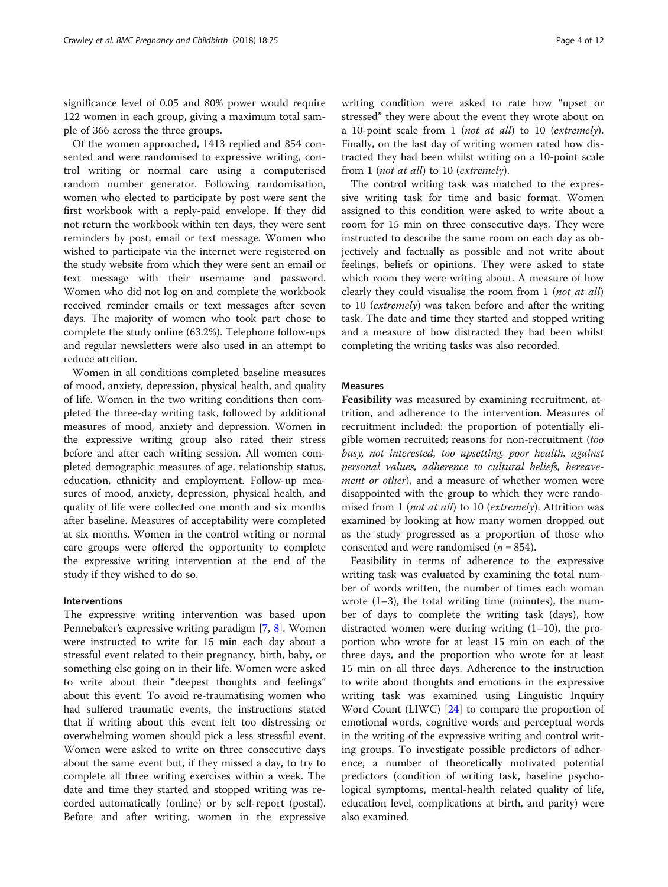significance level of 0.05 and 80% power would require 122 women in each group, giving a maximum total sample of 366 across the three groups.

Of the women approached, 1413 replied and 854 consented and were randomised to expressive writing, control writing or normal care using a computerised random number generator. Following randomisation, women who elected to participate by post were sent the first workbook with a reply-paid envelope. If they did not return the workbook within ten days, they were sent reminders by post, email or text message. Women who wished to participate via the internet were registered on the study website from which they were sent an email or text message with their username and password. Women who did not log on and complete the workbook received reminder emails or text messages after seven days. The majority of women who took part chose to complete the study online (63.2%). Telephone follow-ups and regular newsletters were also used in an attempt to reduce attrition.

Women in all conditions completed baseline measures of mood, anxiety, depression, physical health, and quality of life. Women in the two writing conditions then completed the three-day writing task, followed by additional measures of mood, anxiety and depression. Women in the expressive writing group also rated their stress before and after each writing session. All women completed demographic measures of age, relationship status, education, ethnicity and employment. Follow-up measures of mood, anxiety, depression, physical health, and quality of life were collected one month and six months after baseline. Measures of acceptability were completed at six months. Women in the control writing or normal care groups were offered the opportunity to complete the expressive writing intervention at the end of the study if they wished to do so.

### Interventions

The expressive writing intervention was based upon Pennebaker's expressive writing paradigm [7, 8]. Women were instructed to write for 15 min each day about a stressful event related to their pregnancy, birth, baby, or something else going on in their life. Women were asked to write about their "deepest thoughts and feelings" about this event. To avoid re-traumatising women who had suffered traumatic events, the instructions stated that if writing about this event felt too distressing or overwhelming women should pick a less stressful event. Women were asked to write on three consecutive days about the same event but, if they missed a day, to try to complete all three writing exercises within a week. The date and time they started and stopped writing was recorded automatically (online) or by self-report (postal). Before and after writing, women in the expressive writing condition were asked to rate how "upset or stressed" they were about the event they wrote about on a 10-point scale from 1 (*not at all*) to 10 (*extremely*). Finally, on the last day of writing women rated how distracted they had been whilst writing on a 10-point scale from 1 (*not at all*) to 10 (*extremely*).

The control writing task was matched to the expressive writing task for time and basic format. Women assigned to this condition were asked to write about a room for 15 min on three consecutive days. They were instructed to describe the same room on each day as objectively and factually as possible and not write about feelings, beliefs or opinions. They were asked to state which room they were writing about. A measure of how clearly they could visualise the room from 1 (*not at all*) to 10 (*extremely*) was taken before and after the writing task. The date and time they started and stopped writing and a measure of how distracted they had been whilst completing the writing tasks was also recorded.

### Measures

**Feasibility** was measured by examining recruitment, attrition, and adherence to the intervention. Measures of recruitment included: the proportion of potentially eligible women recruited; reasons for non-recruitment (*too busy, not interested, too upsetting, poor health, against personal values, adherence to cultural beliefs, bereavement or other*), and a measure of whether women were disappointed with the group to which they were randomised from 1 (*not at all*) to 10 (*extremely*). Attrition was examined by looking at how many women dropped out as the study progressed as a proportion of those who consented and were randomised ($n = 854$).

Feasibility in terms of adherence to the expressive writing task was evaluated by examining the total number of words written, the number of times each woman wrote (1–3), the total writing time (minutes), the number of days to complete the writing task (days), how distracted women were during writing (1–10), the proportion who wrote for at least 15 min on each of the three days, and the proportion who wrote for at least 15 min on all three days. Adherence to the instruction to write about thoughts and emotions in the expressive writing task was examined using Linguistic Inquiry Word Count (LIWC) [24] to compare the proportion of emotional words, cognitive words and perceptual words in the writing of the expressive writing and control writing groups. To investigate possible predictors of adherence, a number of theoretically motivated potential predictors (condition of writing task, baseline psychological symptoms, mental-health related quality of life, education level, complications at birth, and parity) were also examined.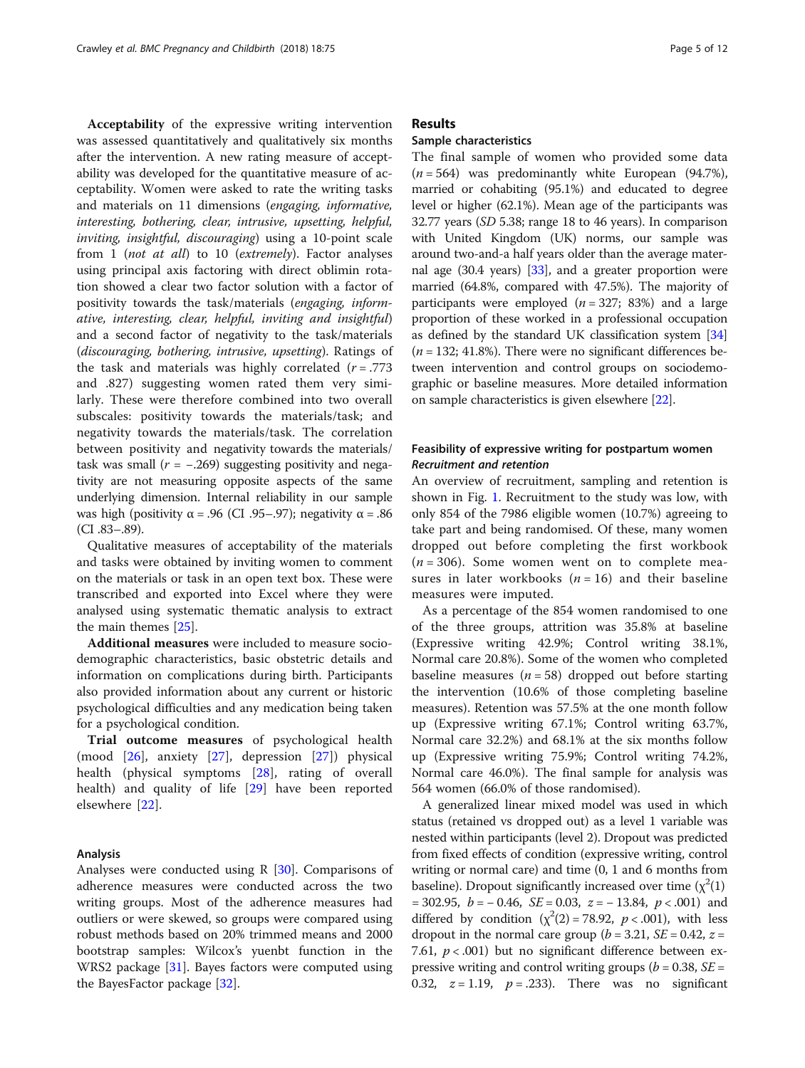**Acceptability** of the expressive writing intervention was assessed quantitatively and qualitatively six months after the intervention. A new rating measure of acceptability was developed for the quantitative measure of acceptability. Women were asked to rate the writing tasks and materials on 11 dimensions (*engaging, informative, interesting, bothering, clear, intrusive, upsetting, helpful, inviting, insightful, discouraging*) using a 10-point scale from 1 (*not at all*) to 10 (*extremely*). Factor analyses using principal axis factoring with direct oblimin rotation showed a clear two factor solution with a factor of positivity towards the task/materials (*engaging, informative, interesting, clear, helpful, inviting and insightful*) and a second factor of negativity to the task/materials (*discouraging, bothering, intrusive, upsetting*). Ratings of the task and materials was highly correlated ($r = .773$ and .827) suggesting women rated them very similarly. These were therefore combined into two overall subscales: positivity towards the materials/task; and negativity towards the materials/task. The correlation between positivity and negativity towards the materials/task was small ($r = -.269$) suggesting positivity and negativity are not measuring opposite aspects of the same underlying dimension. Internal reliability in our sample was high (positivity $\alpha = .96$ (CI .95–.97); negativity $\alpha = .86$ (CI .83–.89).

Qualitative measures of acceptability of the materials and tasks were obtained by inviting women to comment on the materials or task in an open text box. These were transcribed and exported into Excel where they were analysed using systematic thematic analysis to extract the main themes [25].

**Additional measures** were included to measure sociodemographic characteristics, basic obstetric details and information on complications during birth. Participants also provided information about any current or historic psychological difficulties and any medication being taken for a psychological condition.

**Trial outcome measures** of psychological health (mood [26], anxiety [27], depression [27]) physical health (physical symptoms [28], rating of overall health) and quality of life [29] have been reported elsewhere [22].

### Analysis

Analyses were conducted using R [30]. Comparisons of adherence measures were conducted across the two writing groups. Most of the adherence measures had outliers or were skewed, so groups were compared using robust methods based on 20% trimmed means and 2000 bootstrap samples: Wilcox's yuenbt function in the WRS2 package [31]. Bayes factors were computed using the BayesFactor package [32].

## Results

### Sample characteristics

The final sample of women who provided some data ($n = 564$) was predominantly white European (94.7%), married or cohabiting (95.1%) and educated to degree level or higher (62.1%). Mean age of the participants was 32.77 years (*SD* 5.38; range 18 to 46 years). In comparison with United Kingdom (UK) norms, our sample was around two-and-a half years older than the average maternal age (30.4 years) [33], and a greater proportion were married (64.8%, compared with 47.5%). The majority of participants were employed ($n = 327$; 83%) and a large proportion of these worked in a professional occupation as defined by the standard UK classification system [34] ($n = 132$; 41.8%). There were no significant differences between intervention and control groups on sociodemographic or baseline measures. More detailed information on sample characteristics is given elsewhere [22].

### Feasibility of expressive writing for postpartum women

#### *Recruitment and retention*

An overview of recruitment, sampling and retention is shown in Fig. 1. Recruitment to the study was low, with only 854 of the 7986 eligible women (10.7%) agreeing to take part and being randomised. Of these, many women dropped out before completing the first workbook ($n = 306$). Some women went on to complete measures in later workbooks ($n = 16$) and their baseline measures were imputed.

As a percentage of the 854 women randomised to one of the three groups, attrition was 35.8% at baseline (Expressive writing 42.9%; Control writing 38.1%, Normal care 20.8%). Some of the women who completed baseline measures ($n = 58$) dropped out before starting the intervention (10.6% of those completing baseline measures). Retention was 57.5% at the one month follow up (Expressive writing 67.1%; Control writing 63.7%, Normal care 32.2%) and 68.1% at the six months follow up (Expressive writing 75.9%; Control writing 74.2%, Normal care 46.0%). The final sample for analysis was 564 women (66.0% of those randomised).

A generalized linear mixed model was used in which status (retained vs dropped out) as a level 1 variable was nested within participants (level 2). Dropout was predicted from fixed effects of condition (expressive writing, control writing or normal care) and time (0, 1 and 6 months from baseline). Dropout significantly increased over time ($\chi^2(1) = 302.95$, $b = -0.46$, $SE = 0.03$, $z = -13.84$, $p < .001$) and differed by condition ($\chi^2(2) = 78.92$, $p < .001$), with less dropout in the normal care group ($b = 3.21$, $SE = 0.42$, $z = 7.61$, $p < .001$) but no significant difference between expressive writing and control writing groups ($b = 0.38$, $SE = 0.32$, $z = 1.19$, $p = .233$). There was no significant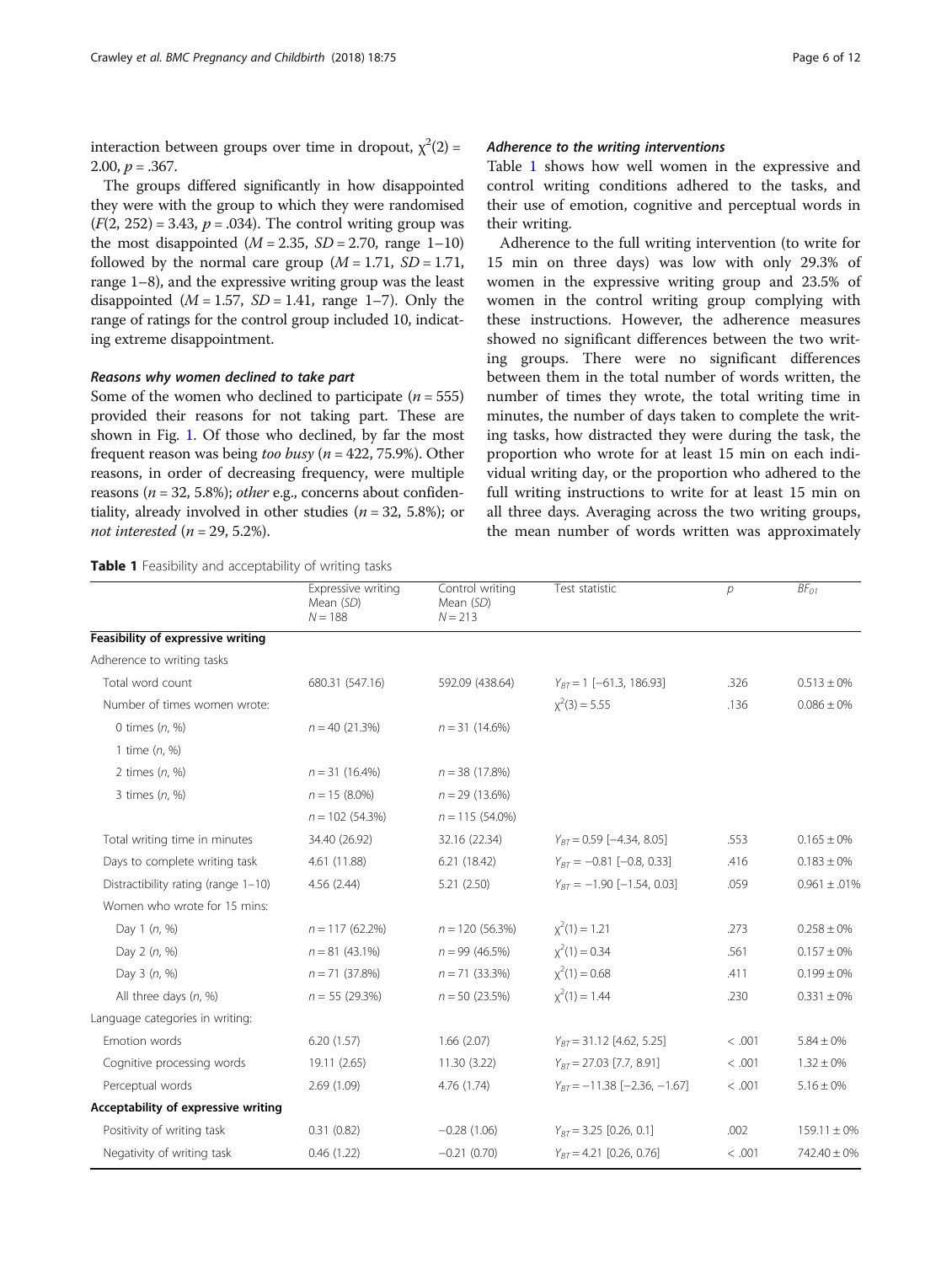interaction between groups over time in dropout, $\chi^2(2) = 2.00$, $p = .367$.

The groups differed significantly in how disappointed they were with the group to which they were randomised ($F(2, 252) = 3.43$, $p = .034$). The control writing group was the most disappointed ($M = 2.35$, $SD = 2.70$, range 1–10) followed by the normal care group ($M = 1.71$, $SD = 1.71$, range 1–8), and the expressive writing group was the least disappointed ($M = 1.57$, $SD = 1.41$, range 1–7). Only the range of ratings for the control group included 10, indicating extreme disappointment.

#### *Reasons why women declined to take part*

Some of the women who declined to participate ($n = 555$) provided their reasons for not taking part. These are shown in Fig. 1. Of those who declined, by far the most frequent reason was being *too busy* ($n = 422$, 75.9%). Other reasons, in order of decreasing frequency, were multiple reasons ($n = 32$, 5.8%); *other* e.g., concerns about confidentiality, already involved in other studies ($n = 32$, 5.8%); or *not interested* ($n = 29$, 5.2%).

#### *Adherence to the writing interventions*

Table 1 shows how well women in the expressive and control writing conditions adhered to the tasks, and their use of emotion, cognitive and perceptual words in their writing.

Adherence to the full writing intervention (to write for 15 min on three days) was low with only 29.3% of women in the expressive writing group and 23.5% of women in the control writing group complying with these instructions. However, the adherence measures showed no significant differences between the two writing groups. There were no significant differences between them in the total number of words written, the number of times they wrote, the total writing time in minutes, the number of days taken to complete the writing tasks, how distracted they were during the task, the proportion who wrote for at least 15 min on each individual writing day, or the proportion who adhered to the full writing instructions to write for at least 15 min on all three days. Averaging across the two writing groups, the mean number of words written was approximately

**Table 1** Feasibility and acceptability of writing tasks

| | Expressive writing Mean (*SD*) $N = 188$ | Control writing Mean (*SD*) $N = 213$ | Test statistic | *p* | $BF_{01}$ |
|---|---|---|---|---|---|
| **Feasibility of expressive writing** | | | | | |
| Adherence to writing tasks | | | | | |
| Total word count | 680.31 (547.16) | 592.09 (438.64) | $Y_{BT} = 1$ [−61.3, 186.93] | .326 | 0.513 ± 0% |
| Number of times women wrote: | | | $\chi^2(3) = 5.55$ | .136 | 0.086 ± 0% |
| 0 times (*n*, %) | $n = 40$ (21.3%) | $n = 31$ (14.6%) | | | |
| 1 time (*n*, %) | | | | | |
| 2 times (*n*, %) | $n = 31$ (16.4%) | $n = 38$ (17.8%) | | | |
| 3 times (*n*, %) | $n = 15$ (8.0%) | $n = 29$ (13.6%) | | | |
| | $n = 102$ (54.3%) | $n = 115$ (54.0%) | | | |
| Total writing time in minutes | 34.40 (26.92) | 32.16 (22.34) | $Y_{BT} = 0.59$ [−4.34, 8.05] | .553 | 0.165 ± 0% |
| Days to complete writing task | 4.61 (11.88) | 6.21 (18.42) | $Y_{BT} = -0.81$ [−0.8, 0.33] | .416 | 0.183 ± 0% |
| Distractibility rating (range 1–10) | 4.56 (2.44) | 5.21 (2.50) | $Y_{BT} = -1.90$ [−1.54, 0.03] | .059 | 0.961 ± .01% |
| Women who wrote for 15 mins: | | | | | |
| Day 1 (*n*, %) | $n = 117$ (62.2%) | $n = 120$ (56.3%) | $\chi^2(1) = 1.21$ | .273 | 0.258 ± 0% |
| Day 2 (*n*, %) | $n = 81$ (43.1%) | $n = 99$ (46.5%) | $\chi^2(1) = 0.34$ | .561 | 0.157 ± 0% |
| Day 3 (*n*, %) | $n = 71$ (37.8%) | $n = 71$ (33.3%) | $\chi^2(1) = 0.68$ | .411 | 0.199 ± 0% |
| All three days (*n*, %) | $n = 55$ (29.3%) | $n = 50$ (23.5%) | $\chi^2(1) = 1.44$ | .230 | 0.331 ± 0% |
| Language categories in writing: | | | | | |
| Emotion words | 6.20 (1.57) | 1.66 (2.07) | $Y_{BT} = 31.12$ [4.62, 5.25] | < .001 | 5.84 ± 0% |
| Cognitive processing words | 19.11 (2.65) | 11.30 (3.22) | $Y_{BT} = 27.03$ [7.7, 8.91] | < .001 | 1.32 ± 0% |
| Perceptual words | 2.69 (1.09) | 4.76 (1.74) | $Y_{BT} = -11.38$ [−2.36, −1.67] | < .001 | 5.16 ± 0% |
| **Acceptability of expressive writing** | | | | | |
| Positivity of writing task | 0.31 (0.82) | −0.28 (1.06) | $Y_{BT} = 3.25$ [0.26, 0.1] | .002 | 159.11 ± 0% |
| Negativity of writing task | 0.46 (1.22) | −0.21 (0.70) | $Y_{BT} = 4.21$ [0.26, 0.76] | < .001 | 742.40 ± 0% |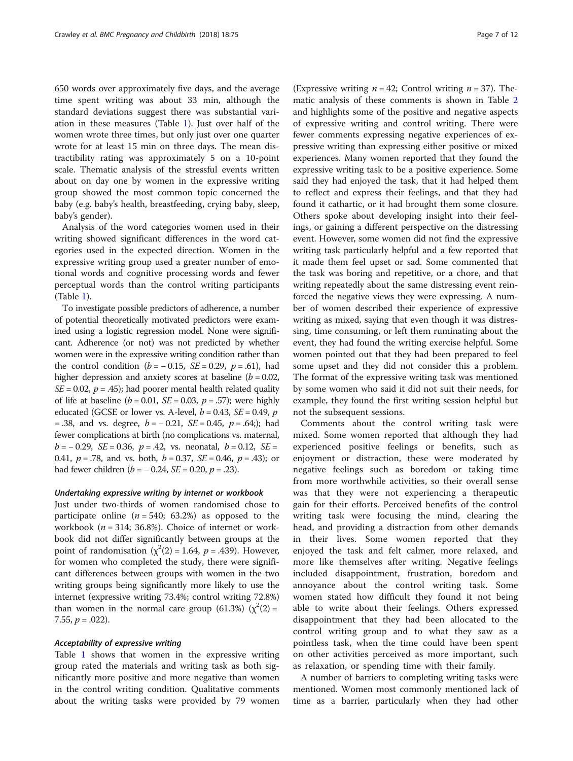650 words over approximately five days, and the average time spent writing was about 33 min, although the standard deviations suggest there was substantial variation in these measures (Table 1). Just over half of the women wrote three times, but only just over one quarter wrote for at least 15 min on three days. The mean distractibility rating was approximately 5 on a 10-point scale. Thematic analysis of the stressful events written about on day one by women in the expressive writing group showed the most common topic concerned the baby (e.g. baby's health, breastfeeding, crying baby, sleep, baby's gender).

Analysis of the word categories women used in their writing showed significant differences in the word categories used in the expected direction. Women in the expressive writing group used a greater number of emotional words and cognitive processing words and fewer perceptual words than the control writing participants (Table 1).

To investigate possible predictors of adherence, a number of potential theoretically motivated predictors were examined using a logistic regression model. None were significant. Adherence (or not) was not predicted by whether women were in the expressive writing condition rather than the control condition ($b = -0.15$, $SE = 0.29$, $p = .61$), had higher depression and anxiety scores at baseline ($b = 0.02$, $SE = 0.02$, $p = .45$); had poorer mental health related quality of life at baseline ($b = 0.01$, $SE = 0.03$, $p = .57$); were highly educated (GCSE or lower vs. A-level, $b = 0.43$, $SE = 0.49$, $p = .38$, and vs. degree, $b = -0.21$, $SE = 0.45$, $p = .64$;); had fewer complications at birth (no complications vs. maternal, $b = -0.29$, $SE = 0.36$, $p = .42$, vs. neonatal, $b = 0.12$, $SE = 0.41$, $p = .78$, and vs. both, $b = 0.37$, $SE = 0.46$, $p = .43$); or had fewer children ($b = -0.24$, $SE = 0.20$, $p = .23$).

#### Undertaking expressive writing by internet or workbook

Just under two-thirds of women randomised chose to participate online ($n = 540$; 63.2%) as opposed to the workbook ($n = 314$; 36.8%). Choice of internet or workbook did not differ significantly between groups at the point of randomisation ($\chi^2(2) = 1.64$, $p = .439$). However, for women who completed the study, there were significant differences between groups with women in the two writing groups being significantly more likely to use the internet (expressive writing 73.4%; control writing 72.8%) than women in the normal care group (61.3%) ($\chi^2(2) = 7.55$, $p = .022$).

#### Acceptability of expressive writing

Table 1 shows that women in the expressive writing group rated the materials and writing task as both significantly more positive and more negative than women in the control writing condition. Qualitative comments about the writing tasks were provided by 79 women (Expressive writing $n = 42$; Control writing $n = 37$). Thematic analysis of these comments is shown in Table 2 and highlights some of the positive and negative aspects of expressive writing and control writing. There were fewer comments expressing negative experiences of expressive writing than expressing either positive or mixed experiences. Many women reported that they found the expressive writing task to be a positive experience. Some said they had enjoyed the task, that it had helped them to reflect and express their feelings, and that they had found it cathartic, or it had brought them some closure. Others spoke about developing insight into their feelings, or gaining a different perspective on the distressing event. However, some women did not find the expressive writing task particularly helpful and a few reported that it made them feel upset or sad. Some commented that the task was boring and repetitive, or a chore, and that writing repeatedly about the same distressing event reinforced the negative views they were expressing. A number of women described their experience of expressive writing as mixed, saying that even though it was distressing, time consuming, or left them ruminating about the event, they had found the writing exercise helpful. Some women pointed out that they had been prepared to feel some upset and they did not consider this a problem. The format of the expressive writing task was mentioned by some women who said it did not suit their needs, for example, they found the first writing session helpful but not the subsequent sessions.

Comments about the control writing task were mixed. Some women reported that although they had experienced positive feelings or benefits, such as enjoyment or distraction, these were moderated by negative feelings such as boredom or taking time from more worthwhile activities, so their overall sense was that they were not experiencing a therapeutic gain for their efforts. Perceived benefits of the control writing task were focusing the mind, clearing the head, and providing a distraction from other demands in their lives. Some women reported that they enjoyed the task and felt calmer, more relaxed, and more like themselves after writing. Negative feelings included disappointment, frustration, boredom and annoyance about the control writing task. Some women stated how difficult they found it not being able to write about their feelings. Others expressed disappointment that they had been allocated to the control writing group and to what they saw as a pointless task, when the time could have been spent on other activities perceived as more important, such as relaxation, or spending time with their family.

A number of barriers to completing writing tasks were mentioned. Women most commonly mentioned lack of time as a barrier, particularly when they had other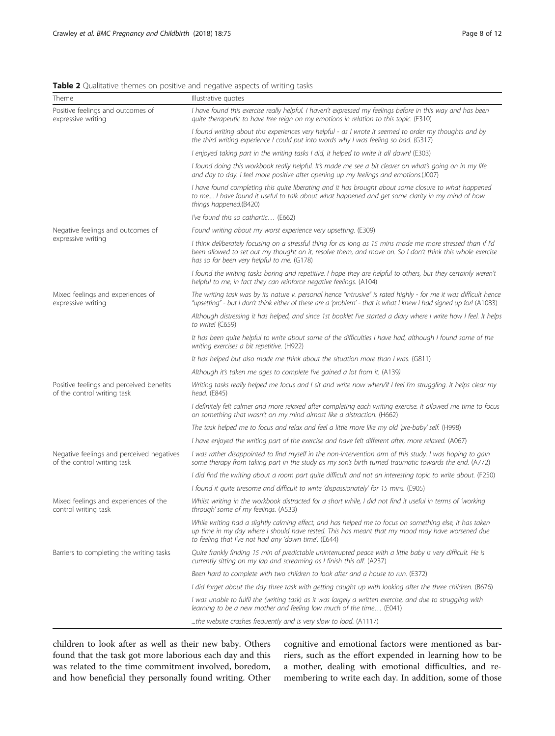**Table 2** Qualitative themes on positive and negative aspects of writing tasks

| Theme | Illustrative quotes |
| --- | --- |
| Positive feelings and outcomes of expressive writing | *I have found this exercise really helpful. I haven't expressed my feelings before in this way and has been quite therapeutic to have free reign on my emotions in relation to this topic.* (F310) |
| | *I found writing about this experiences very helpful - as I wrote it seemed to order my thoughts and by the third writing experience I could put into words why I was feeling so bad.* (G317) |
| | *I enjoyed taking part in the writing tasks I did, it helped to write it all down!* (E303) |
| | *I found doing this workbook really helpful. It's made me see a bit clearer on what's going on in my life and day to day. I feel more positive after opening up my feelings and emotions.*(J007) |
| | *I have found completing this quite liberating and it has brought about some closure to what happened to me.... I have found it useful to talk about what happened and get some clarity in my mind of how things happened.*(B420) |
| | *I've found this so cathartic…* (E662) |
| Negative feelings and outcomes of expressive writing | *Found writing about my worst experience very upsetting.* (E309) |
| | *I think deliberately focusing on a stressful thing for as long as 15 mins made me more stressed than if I'd been allowed to set out my thought on it, resolve them, and move on. So I don't think this whole exercise has so far been very helpful to me.* (G178) |
| | *I found the writing tasks boring and repetitive. I hope they are helpful to others, but they certainly weren't helpful to me, in fact they can reinforce negative feelings.* (A104) |
| Mixed feelings and experiences of expressive writing | *The writing task was by its nature v. personal hence "intrusive" is rated highly - for me it was difficult hence "upsetting" - but I don't think either of these are a 'problem' - that is what I knew I had signed up for!* (A1083) |
| | *Although distressing it has helped, and since 1st booklet I've started a diary where I write how I feel. It helps to write!* (C659) |
| | *It has been quite helpful to write about some of the difficulties I have had, although I found some of the writing exercises a bit repetitive.* (H922) |
| | *It has helped but also made me think about the situation more than I was.* (G811) |
| | *Although it's taken me ages to complete I've gained a lot from it.* (A139) |
| Positive feelings and perceived benefits of the control writing task | *Writing tasks really helped me focus and I sit and write now when/if I feel I'm struggling. It helps clear my head.* (E845) |
| | *I definitely felt calmer and more relaxed after completing each writing exercise. It allowed me time to focus on something that wasn't on my mind almost like a distraction.* (H662) |
| | *The task helped me to focus and relax and feel a little more like my old 'pre-baby' self.* (H998) |
| | *I have enjoyed the writing part of the exercise and have felt different after, more relaxed.* (A067) |
| Negative feelings and perceived negatives of the control writing task | *I was rather disappointed to find myself in the non-intervention arm of this study. I was hoping to gain some therapy from taking part in the study as my son's birth turned traumatic towards the end.* (A772) |
| | *I did find the writing about a room part quite difficult and not an interesting topic to write about.* (F250) |
| | *I found it quite tiresome and difficult to write 'dispassionately' for 15 mins.* (E905) |
| Mixed feelings and experiences of the control writing task | *Whilst writing in the workbook distracted for a short while, I did not find it useful in terms of 'working through' some of my feelings.* (A533) |
| | *While writing had a slightly calming effect, and has helped me to focus on something else, it has taken up time in my day where I should have rested. This has meant that my mood may have worsened due to feeling that I've not had any 'down time'.* (E644) |
| Barriers to completing the writing tasks | *Quite frankly finding 15 min of predictable uninterrupted peace with a little baby is very difficult. He is currently sitting on my lap and screaming as I finish this off.* (A237) |
| | *Been hard to complete with two children to look after and a house to run.* (E372) |
| | *I did forget about the day three task with getting caught up with looking after the three children.* (B676) |
| | *I was unable to fulfil the (writing task) as it was largely a written exercise, and due to struggling with learning to be a new mother and feeling low much of the time…* (E041) |
| | *...the website crashes frequently and is very slow to load.* (A1117) |

children to look after as well as their new baby. Others found that the task got more laborious each day and this was related to the time commitment involved, boredom, and how beneficial they personally found writing. Other cognitive and emotional factors were mentioned as barriers, such as the effort expended in learning how to be a mother, dealing with emotional difficulties, and remembering to write each day. In addition, some of those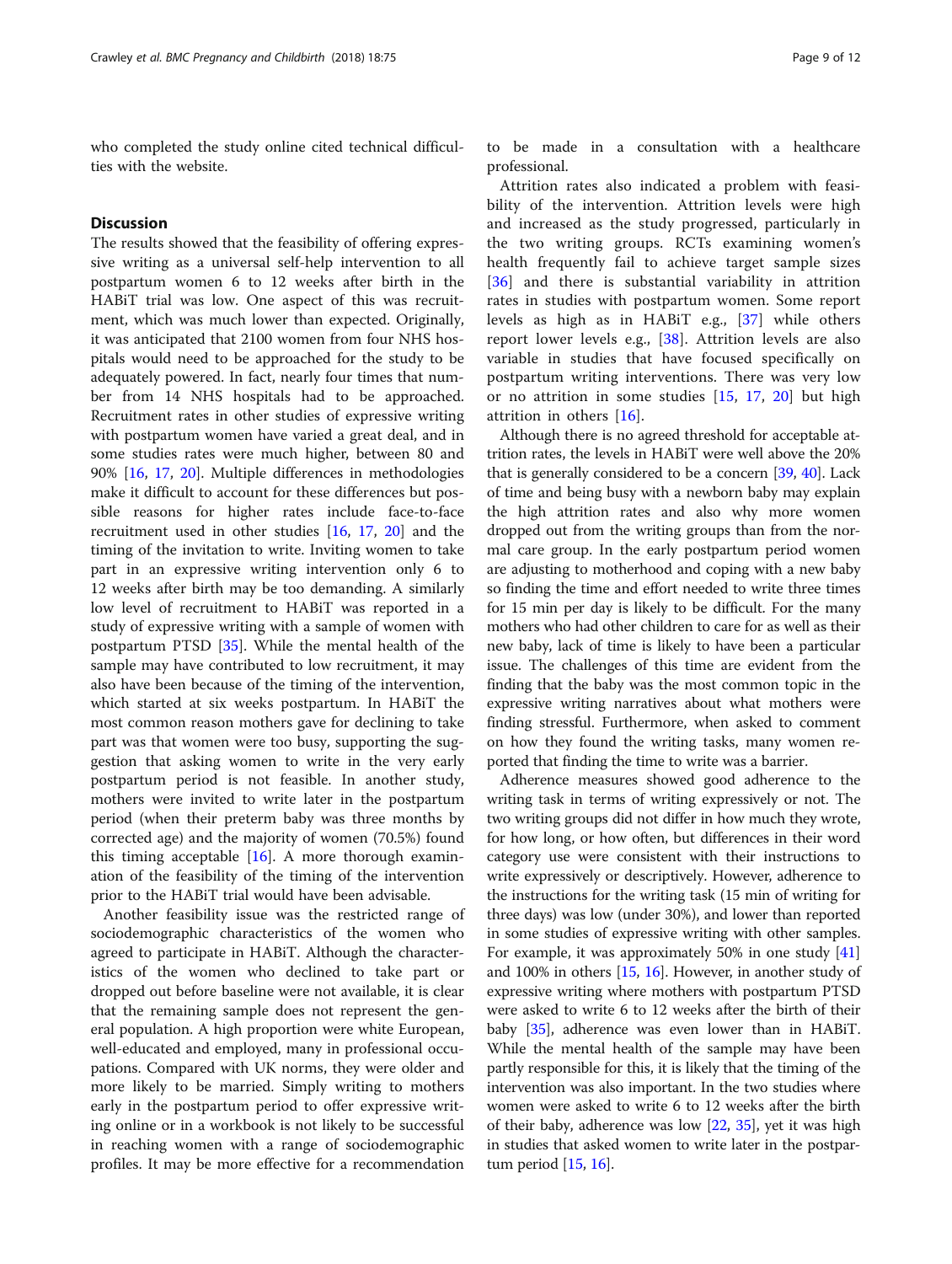who completed the study online cited technical difficulties with the website.

## Discussion

The results showed that the feasibility of offering expressive writing as a universal self-help intervention to all postpartum women 6 to 12 weeks after birth in the HABiT trial was low. One aspect of this was recruitment, which was much lower than expected. Originally, it was anticipated that 2100 women from four NHS hospitals would need to be approached for the study to be adequately powered. In fact, nearly four times that number from 14 NHS hospitals had to be approached. Recruitment rates in other studies of expressive writing with postpartum women have varied a great deal, and in some studies rates were much higher, between 80 and 90% [16, 17, 20]. Multiple differences in methodologies make it difficult to account for these differences but possible reasons for higher rates include face-to-face recruitment used in other studies [16, 17, 20] and the timing of the invitation to write. Inviting women to take part in an expressive writing intervention only 6 to 12 weeks after birth may be too demanding. A similarly low level of recruitment to HABiT was reported in a study of expressive writing with a sample of women with postpartum PTSD [35]. While the mental health of the sample may have contributed to low recruitment, it may also have been because of the timing of the intervention, which started at six weeks postpartum. In HABiT the most common reason mothers gave for declining to take part was that women were too busy, supporting the suggestion that asking women to write in the very early postpartum period is not feasible. In another study, mothers were invited to write later in the postpartum period (when their preterm baby was three months by corrected age) and the majority of women (70.5%) found this timing acceptable [16]. A more thorough examination of the feasibility of the timing of the intervention prior to the HABiT trial would have been advisable.

Another feasibility issue was the restricted range of sociodemographic characteristics of the women who agreed to participate in HABiT. Although the characteristics of the women who declined to take part or dropped out before baseline were not available, it is clear that the remaining sample does not represent the general population. A high proportion were white European, well-educated and employed, many in professional occupations. Compared with UK norms, they were older and more likely to be married. Simply writing to mothers early in the postpartum period to offer expressive writing online or in a workbook is not likely to be successful in reaching women with a range of sociodemographic profiles. It may be more effective for a recommendation to be made in a consultation with a healthcare professional.

Attrition rates also indicated a problem with feasibility of the intervention. Attrition levels were high and increased as the study progressed, particularly in the two writing groups. RCTs examining women's health frequently fail to achieve target sample sizes [36] and there is substantial variability in attrition rates in studies with postpartum women. Some report levels as high as in HABiT e.g., [37] while others report lower levels e.g., [38]. Attrition levels are also variable in studies that have focused specifically on postpartum writing interventions. There was very low or no attrition in some studies [15, 17, 20] but high attrition in others [16].

Although there is no agreed threshold for acceptable attrition rates, the levels in HABiT were well above the 20% that is generally considered to be a concern [39, 40]. Lack of time and being busy with a newborn baby may explain the high attrition rates and also why more women dropped out from the writing groups than from the normal care group. In the early postpartum period women are adjusting to motherhood and coping with a new baby so finding the time and effort needed to write three times for 15 min per day is likely to be difficult. For the many mothers who had other children to care for as well as their new baby, lack of time is likely to have been a particular issue. The challenges of this time are evident from the finding that the baby was the most common topic in the expressive writing narratives about what mothers were finding stressful. Furthermore, when asked to comment on how they found the writing tasks, many women reported that finding the time to write was a barrier.

Adherence measures showed good adherence to the writing task in terms of writing expressively or not. The two writing groups did not differ in how much they wrote, for how long, or how often, but differences in their word category use were consistent with their instructions to write expressively or descriptively. However, adherence to the instructions for the writing task (15 min of writing for three days) was low (under 30%), and lower than reported in some studies of expressive writing with other samples. For example, it was approximately 50% in one study [41] and 100% in others [15, 16]. However, in another study of expressive writing where mothers with postpartum PTSD were asked to write 6 to 12 weeks after the birth of their baby [35], adherence was even lower than in HABiT. While the mental health of the sample may have been partly responsible for this, it is likely that the timing of the intervention was also important. In the two studies where women were asked to write 6 to 12 weeks after the birth of their baby, adherence was low [22, 35], yet it was high in studies that asked women to write later in the postpartum period [15, 16].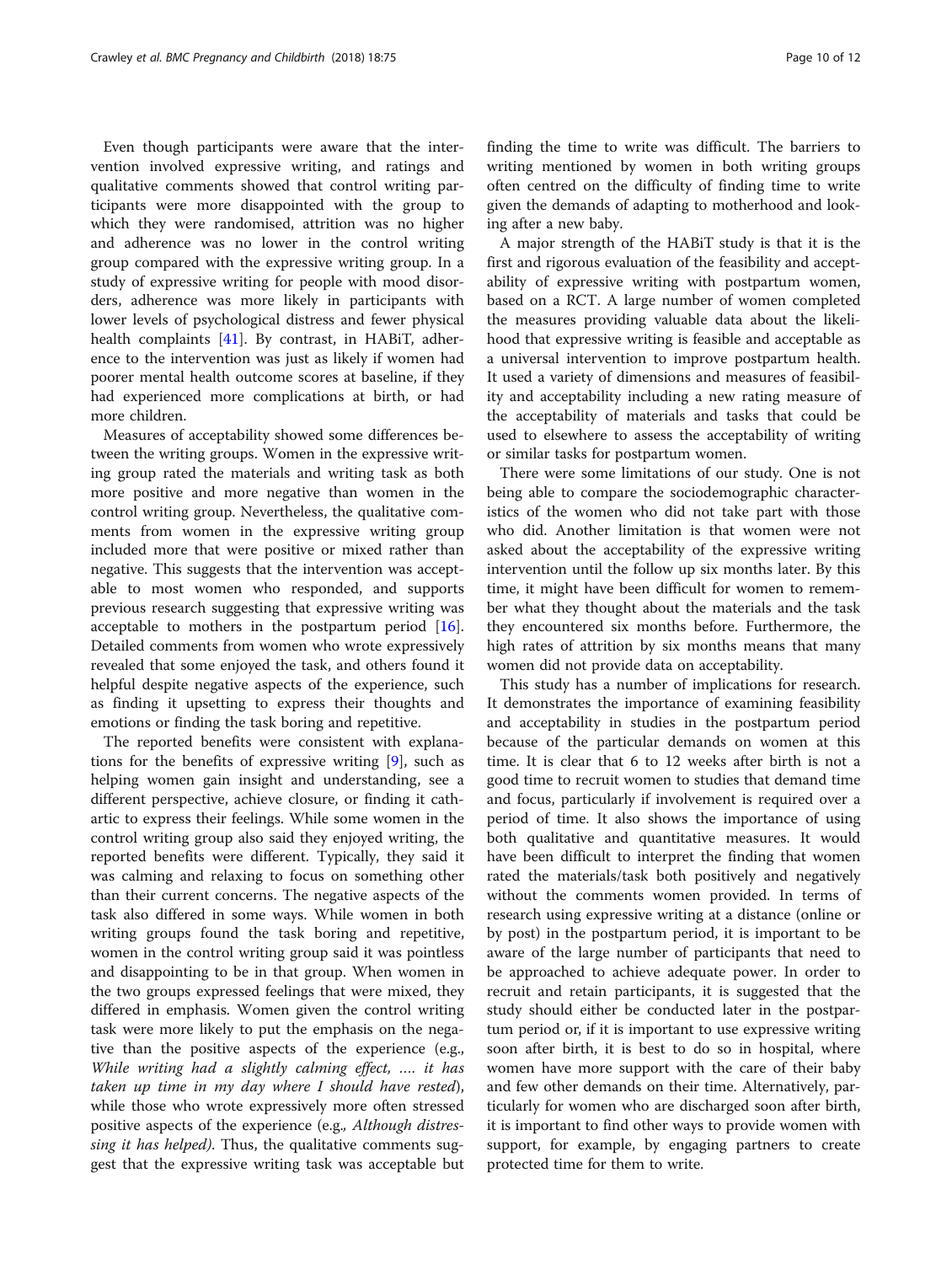Even though participants were aware that the intervention involved expressive writing, and ratings and qualitative comments showed that control writing participants were more disappointed with the group to which they were randomised, attrition was no higher and adherence was no lower in the control writing group compared with the expressive writing group. In a study of expressive writing for people with mood disorders, adherence was more likely in participants with lower levels of psychological distress and fewer physical health complaints [41]. By contrast, in HABiT, adherence to the intervention was just as likely if women had poorer mental health outcome scores at baseline, if they had experienced more complications at birth, or had more children.

Measures of acceptability showed some differences between the writing groups. Women in the expressive writing group rated the materials and writing task as both more positive and more negative than women in the control writing group. Nevertheless, the qualitative comments from women in the expressive writing group included more that were positive or mixed rather than negative. This suggests that the intervention was acceptable to most women who responded, and supports previous research suggesting that expressive writing was acceptable to mothers in the postpartum period [16]. Detailed comments from women who wrote expressively revealed that some enjoyed the task, and others found it helpful despite negative aspects of the experience, such as finding it upsetting to express their thoughts and emotions or finding the task boring and repetitive.

The reported benefits were consistent with explanations for the benefits of expressive writing [9], such as helping women gain insight and understanding, see a different perspective, achieve closure, or finding it cathartic to express their feelings. While some women in the control writing group also said they enjoyed writing, the reported benefits were different. Typically, they said it was calming and relaxing to focus on something other than their current concerns. The negative aspects of the task also differed in some ways. While women in both writing groups found the task boring and repetitive, women in the control writing group said it was pointless and disappointing to be in that group. When women in the two groups expressed feelings that were mixed, they differed in emphasis. Women given the control writing task were more likely to put the emphasis on the negative than the positive aspects of the experience (e.g., *While writing had a slightly calming effect, …. it has taken up time in my day where I should have rested*), while those who wrote expressively more often stressed positive aspects of the experience (e.g., *Although distressing it has helped)*. Thus, the qualitative comments suggest that the expressive writing task was acceptable but finding the time to write was difficult. The barriers to writing mentioned by women in both writing groups often centred on the difficulty of finding time to write given the demands of adapting to motherhood and looking after a new baby.

A major strength of the HABiT study is that it is the first and rigorous evaluation of the feasibility and acceptability of expressive writing with postpartum women, based on a RCT. A large number of women completed the measures providing valuable data about the likelihood that expressive writing is feasible and acceptable as a universal intervention to improve postpartum health. It used a variety of dimensions and measures of feasibility and acceptability including a new rating measure of the acceptability of materials and tasks that could be used to elsewhere to assess the acceptability of writing or similar tasks for postpartum women.

There were some limitations of our study. One is not being able to compare the sociodemographic characteristics of the women who did not take part with those who did. Another limitation is that women were not asked about the acceptability of the expressive writing intervention until the follow up six months later. By this time, it might have been difficult for women to remember what they thought about the materials and the task they encountered six months before. Furthermore, the high rates of attrition by six months means that many women did not provide data on acceptability.

This study has a number of implications for research. It demonstrates the importance of examining feasibility and acceptability in studies in the postpartum period because of the particular demands on women at this time. It is clear that 6 to 12 weeks after birth is not a good time to recruit women to studies that demand time and focus, particularly if involvement is required over a period of time. It also shows the importance of using both qualitative and quantitative measures. It would have been difficult to interpret the finding that women rated the materials/task both positively and negatively without the comments women provided. In terms of research using expressive writing at a distance (online or by post) in the postpartum period, it is important to be aware of the large number of participants that need to be approached to achieve adequate power. In order to recruit and retain participants, it is suggested that the study should either be conducted later in the postpartum period or, if it is important to use expressive writing soon after birth, it is best to do so in hospital, where women have more support with the care of their baby and few other demands on their time. Alternatively, particularly for women who are discharged soon after birth, it is important to find other ways to provide women with support, for example, by engaging partners to create protected time for them to write.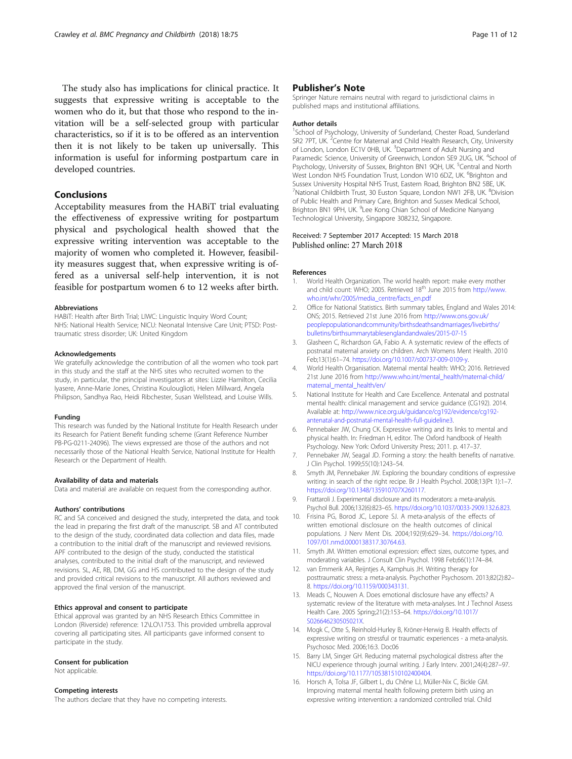The study also has implications for clinical practice. It suggests that expressive writing is acceptable to the women who do it, but that those who respond to the invitation will be a self-selected group with particular characteristics, so if it is to be offered as an intervention then it is not likely to be taken up universally. This information is useful for informing postpartum care in developed countries.

## Conclusions

Acceptability measures from the HABiT trial evaluating the effectiveness of expressive writing for postpartum physical and psychological health showed that the expressive writing intervention was acceptable to the majority of women who completed it. However, feasibility measures suggest that, when expressive writing is offered as a universal self-help intervention, it is not feasible for postpartum women 6 to 12 weeks after birth.

#### Abbreviations

HABiT: Health after Birth Trial; LIWC: Linguistic Inquiry Word Count; NHS: National Health Service; NICU: Neonatal Intensive Care Unit; PTSD: Post-traumatic stress disorder; UK: United Kingdom

#### Acknowledgements

We gratefully acknowledge the contribution of all the women who took part in this study and the staff at the NHS sites who recruited women to the study, in particular, the principal investigators at sites: Lizzie Hamilton, Cecilia Iyasere, Anne-Marie Jones, Christina Kouloughioti, Helen Millward, Angela Philipson, Sandhya Rao, Heidi Ribchester, Susan Wellstead, and Louise Wills.

#### Funding

This research was funded by the National Institute for Health Research under its Research for Patient Benefit funding scheme (Grant Reference Number PB-PG-0211-24096). The views expressed are those of the authors and not necessarily those of the National Health Service, National Institute for Health Research or the Department of Health.

#### Availability of data and materials

Data and material are available on request from the corresponding author.

#### Authors' contributions

RC and SA conceived and designed the study, interpreted the data, and took the lead in preparing the first draft of the manuscript. SB and AT contributed to the design of the study, coordinated data collection and data files, made a contribution to the initial draft of the manuscript and reviewed revisions. APF contributed to the design of the study, conducted the statistical analyses, contributed to the initial draft of the manuscript, and reviewed revisions. SL, AE, RB, DM, GG and HS contributed to the design of the study and provided critical revisions to the manuscript. All authors reviewed and approved the final version of the manuscript.

#### Ethics approval and consent to participate

Ethical approval was granted by an NHS Research Ethics Committee in London (Riverside) reference: 12\LO\1753. This provided umbrella approval covering all participating sites. All participants gave informed consent to participate in the study.

#### Consent for publication

Not applicable.

#### Competing interests

The authors declare that they have no competing interests.

## Publisher's Note

Springer Nature remains neutral with regard to jurisdictional claims in published maps and institutional affiliations.

#### Author details

[1]School of Psychology, University of Sunderland, Chester Road, Sunderland SR2 7PT, UK. [2]Centre for Maternal and Child Health Research, City, University of London, London EC1V 0HB, UK. [3]Department of Adult Nursing and Paramedic Science, University of Greenwich, London SE9 2UG, UK. [4]School of Psychology, University of Sussex, Brighton BN1 9QH, UK. [5]Central and North West London NHS Foundation Trust, London W10 6DZ, UK. [6]Brighton and Sussex University Hospital NHS Trust, Eastern Road, Brighton BN2 5BE, UK. [7]National Childbirth Trust, 30 Euston Square, London NW1 2FB, UK. [8]Division of Public Health and Primary Care, Brighton and Sussex Medical School, Brighton BN1 9PH, UK. [9]Lee Kong Chian School of Medicine Nanyang Technological University, Singapore 308232, Singapore.

Received: 7 September 2017 Accepted: 15 March 2018
Published online: 27 March 2018

#### References

1. World Health Organization. The world health report: make every mother and child count: WHO; 2005. Retrieved 18th June 2015 from http://www.who.int/whr/2005/media_centre/facts_en.pdf
2. Office for National Statistics. Birth summary tables, England and Wales 2014: ONS; 2015. Retrieved 21st June 2016 from http://www.ons.gov.uk/peoplepopulationandcommunity/birthsdeathsandmarriages/livebirths/bulletins/birthsummarytablesenglandandwales/2015-07-15
3. Glasheen C, Richardson GA, Fabio A. A systematic review of the effects of postnatal maternal anxiety on children. Arch Womens Ment Health. 2010 Feb;13(1):61–74. https://doi.org/10.1007/s00737-009-0109-y.
4. World Health Organisation. Maternal mental health: WHO; 2016. Retrieved 21st June 2016 from http://www.who.int/mental_health/maternal-child/maternal_mental_health/en/
5. National Institute for Health and Care Excellence. Antenatal and postnatal mental health: clinical management and service guidance (CG192). 2014. Available at: http://www.nice.org.uk/guidance/cg192/evidence/cg192-antenatal-and-postnatal-mental-health-full-guideline3.
6. Pennebaker JW, Chung CK. Expressive writing and its links to mental and physical health. In: Friedman H, editor. The Oxford handbook of Health Psychology. New York: Oxford University Press; 2011. p. 417–37.
7. Pennebaker JW, Seagal JD. Forming a story: the health benefits of narrative. J Clin Psychol. 1999;55(10):1243–54.
8. Smyth JM, Pennebaker JW. Exploring the boundary conditions of expressive writing: in search of the right recipe. Br J Health Psychol. 2008;13(Pt 1):1–7. https://doi.org/10.1348/135910707X260117.
9. Frattaroli J. Experimental disclosure and its moderators: a meta-analysis. Psychol Bull. 2006;132(6):823–65. https://doi.org/10.1037/0033-2909.132.6.823.
10. Frisina PG, Borod JC, Lepore SJ. A meta-analysis of the effects of written emotional disclosure on the health outcomes of clinical populations. J Nerv Ment Dis. 2004;192(9):629–34. https://doi.org/10.1097/01.nmd.0000138317.30764.63.
11. Smyth JM. Written emotional expression: effect sizes, outcome types, and moderating variables. J Consult Clin Psychol. 1998 Feb;66(1):174–84.
12. van Emmerik AA, Reijntjes A, Kamphuis JH. Writing therapy for posttraumatic stress: a meta-analysis. Psychother Psychosom. 2013;82(2):82–8. https://doi.org/10.1159/000343131.
13. Meads C, Nouwen A. Does emotional disclosure have any effects? A systematic review of the literature with meta-analyses. Int J Technol Assess Health Care. 2005 Spring;21(2):153–64. https://doi.org/10.1017/S026646230505021X.
14. Mogk C, Otte S, Reinhold-Hurley B, Kröner-Herwig B. Health effects of expressive writing on stressful or traumatic experiences - a meta-analysis. Psychosoc Med. 2006;16:3. Doc06
15. Barry LM, Singer GH. Reducing maternal psychological distress after the NICU experience through journal writing. J Early Interv. 2001;24(4):287–97. https://doi.org/10.1177/105381510102400404.
16. Horsch A, Tolsa JF, Gilbert L, du Chêne LJ, Müller-Nix C, Bickle GM. Improving maternal mental health following preterm birth using an expressive writing intervention: a randomized controlled trial. Child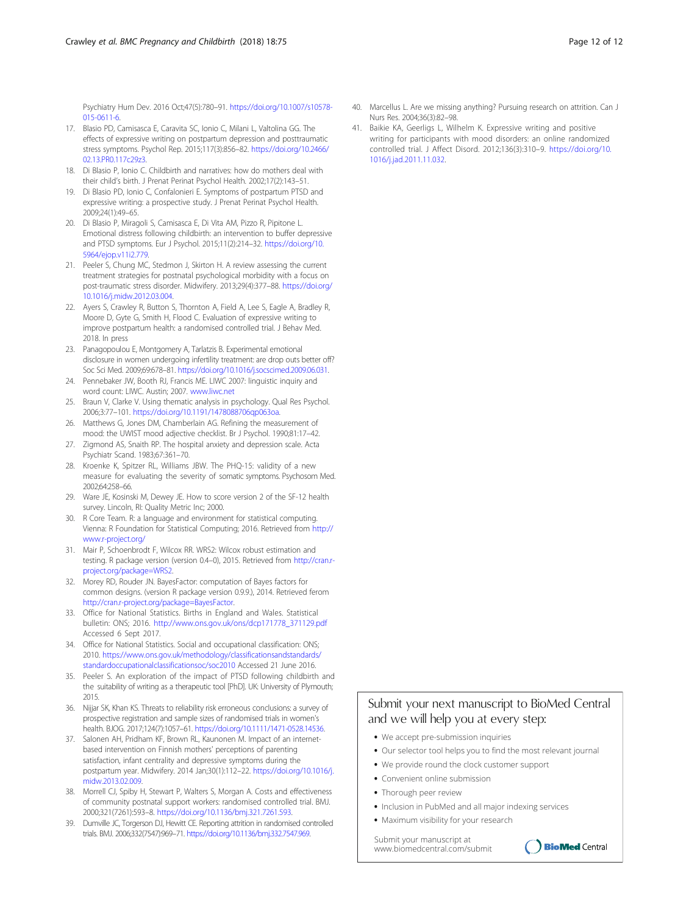Psychiatry Hum Dev. 2016 Oct;47(5):780–91. https://doi.org/10.1007/s10578-015-0611-6.

17. Blasio PD, Camisasca E, Caravita SC, Ionio C, Milani L, Valtolina GG. The effects of expressive writing on postpartum depression and posttraumatic stress symptoms. Psychol Rep. 2015;117(3):856–82. https://doi.org/10.2466/02.13.PR0.117c29z3.
18. Di Blasio P, Ionio C. Childbirth and narratives: how do mothers deal with their child's birth. J Prenat Perinat Psychol Health. 2002;17(2):143–51.
19. Di Blasio PD, Ionio C, Confalonieri E. Symptoms of postpartum PTSD and expressive writing: a prospective study. J Prenat Perinat Psychol Health. 2009;24(1):49–65.
20. Di Blasio P, Miragoli S, Camisasca E, Di Vita AM, Pizzo R, Pipitone L. Emotional distress following childbirth: an intervention to buffer depressive and PTSD symptoms. Eur J Psychol. 2015;11(2):214–32. https://doi.org/10.5964/ejop.v11i2.779.
21. Peeler S, Chung MC, Stedmon J, Skirton H. A review assessing the current treatment strategies for postnatal psychological morbidity with a focus on post-traumatic stress disorder. Midwifery. 2013;29(4):377–88. https://doi.org/10.1016/j.midw.2012.03.004.
22. Ayers S, Crawley R, Button S, Thornton A, Field A, Lee S, Eagle A, Bradley R, Moore D, Gyte G, Smith H, Flood C. Evaluation of expressive writing to improve postpartum health: a randomised controlled trial. J Behav Med. 2018. In press
23. Panagopoulou E, Montgomery A, Tarlatzis B. Experimental emotional disclosure in women undergoing infertility treatment: are drop outs better off? Soc Sci Med. 2009;69:678–81. https://doi.org/10.1016/j.socscimed.2009.06.031.
24. Pennebaker JW, Booth RJ, Francis ME. LIWC 2007: linguistic inquiry and word count: LIWC. Austin; 2007. www.liwc.net
25. Braun V, Clarke V. Using thematic analysis in psychology. Qual Res Psychol. 2006;3:77–101. https://doi.org/10.1191/1478088706qp063oa.
26. Matthews G, Jones DM, Chamberlain AG. Refining the measurement of mood: the UWIST mood adjective checklist. Br J Psychol. 1990;81:17–42.
27. Zigmond AS, Snaith RP. The hospital anxiety and depression scale. Acta Psychiatr Scand. 1983;67:361–70.
28. Kroenke K, Spitzer RL, Williams JBW. The PHQ-15: validity of a new measure for evaluating the severity of somatic symptoms. Psychosom Med. 2002;64:258–66.
29. Ware JE, Kosinski M, Dewey JE. How to score version 2 of the SF-12 health survey. Lincoln, RI: Quality Metric Inc; 2000.
30. R Core Team. R: a language and environment for statistical computing. Vienna: R Foundation for Statistical Computing; 2016. Retrieved from http://www.r-project.org/
31. Mair P, Schoenbrodt F, Wilcox RR. WRS2: Wilcox robust estimation and testing. R package version (version 0.4–0), 2015. Retrieved from http://cran.r-project.org/package=WRS2.
32. Morey RD, Rouder JN. BayesFactor: computation of Bayes factors for common designs. (version R package version 0.9.9.), 2014. Retrieved ferom http://cran.r-project.org/package=BayesFactor.
33. Office for National Statistics. Births in England and Wales. Statistical bulletin: ONS; 2016. http://www.ons.gov.uk/ons/dcp171778_371129.pdf Accessed 6 Sept 2017.
34. Office for National Statistics. Social and occupational classification: ONS; 2010. https://www.ons.gov.uk/methodology/classificationsandstandards/standardoccupationalclassificationsoc/soc2010 Accessed 21 June 2016.
35. Peeler S. An exploration of the impact of PTSD following childbirth and the suitability of writing as a therapeutic tool [PhD]. UK: University of Plymouth; 2015.
36. Nijjar SK, Khan KS. Threats to reliability risk erroneous conclusions: a survey of prospective registration and sample sizes of randomised trials in women's health. BJOG. 2017;124(7):1057–61. https://doi.org/10.1111/1471-0528.14536.
37. Salonen AH, Pridham KF, Brown RL, Kaunonen M. Impact of an internet-based intervention on Finnish mothers' perceptions of parenting satisfaction, infant centrality and depressive symptoms during the postpartum year. Midwifery. 2014 Jan;30(1):112–22. https://doi.org/10.1016/j.midw.2013.02.009.
38. Morrell CJ, Spiby H, Stewart P, Walters S, Morgan A. Costs and effectiveness of community postnatal support workers: randomised controlled trial. BMJ. 2000;321(7261):593–8. https://doi.org/10.1136/bmj.321.7261.593.
39. Dumville JC, Torgerson DJ, Hewitt CE. Reporting attrition in randomised controlled trials. BMJ. 2006;332(7547):969–71. https://doi.org/10.1136/bmj.332.7547.969.
40. Marcellus L. Are we missing anything? Pursuing research on attrition. Can J Nurs Res. 2004;36(3):82–98.
41. Baikie KA, Geerligs L, Wilhelm K. Expressive writing and positive writing for participants with mood disorders: an online randomized controlled trial. J Affect Disord. 2012;136(3):310–9. https://doi.org/10.1016/j.jad.2011.11.032.

Submit your next manuscript to BioMed Central and we will help you at every step:

- We accept pre-submission inquiries
- Our selector tool helps you to find the most relevant journal
- We provide round the clock customer support
- Convenient online submission
- Thorough peer review
- Inclusion in PubMed and all major indexing services
- Maximum visibility for your research

Submit your manuscript at www.biomedcentral.com/submit

BioMed Central